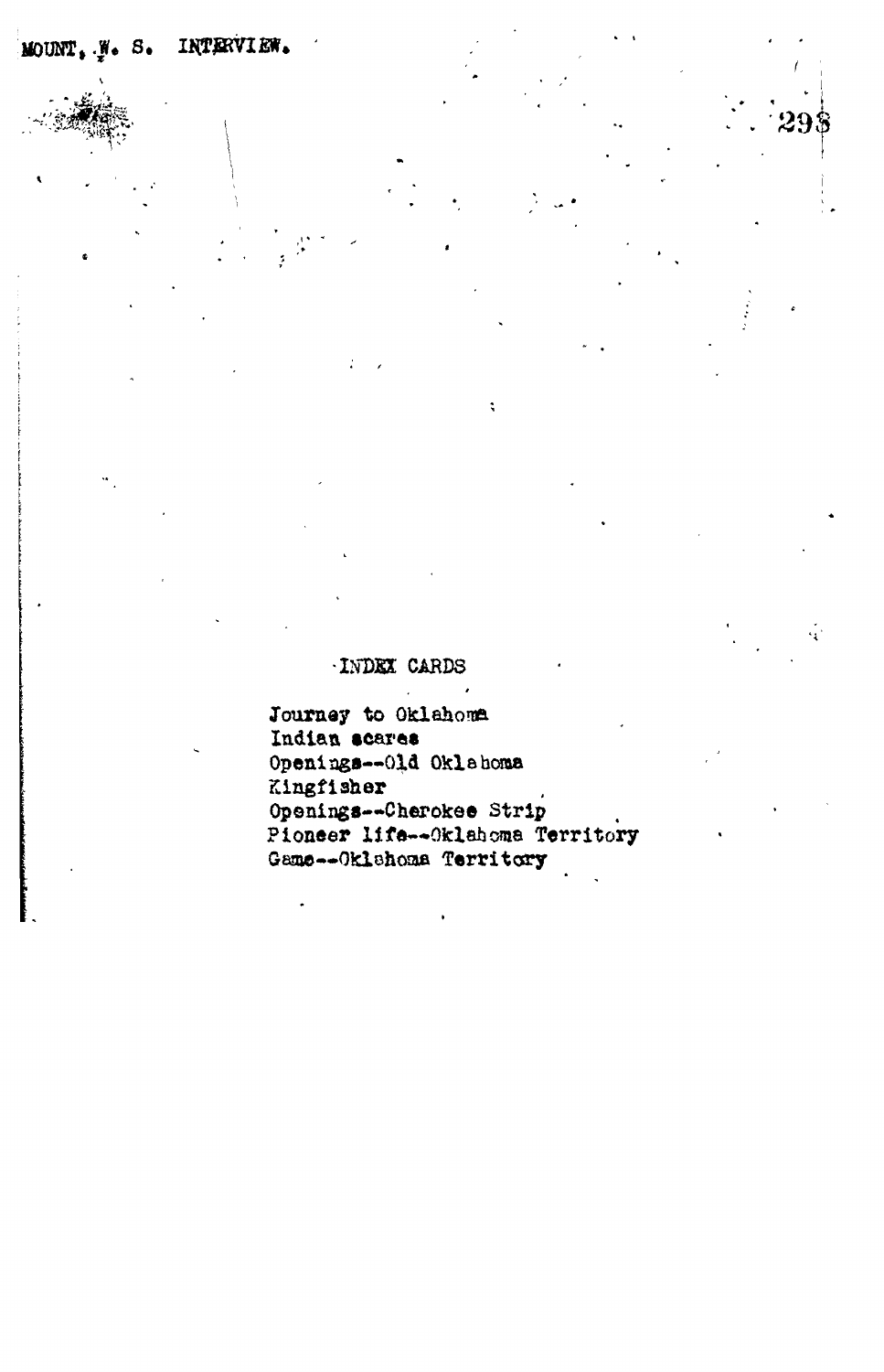MOUNT, W. S. INTERVIEW.

INDEX CARDS

Journey to Oklahoma
Indian scares
Openings--Old Oklahoma
Kingfisher
Openings--Cherokee Strip
Pioneer life--Oklahoma Territory
Game--Oklahoma Territory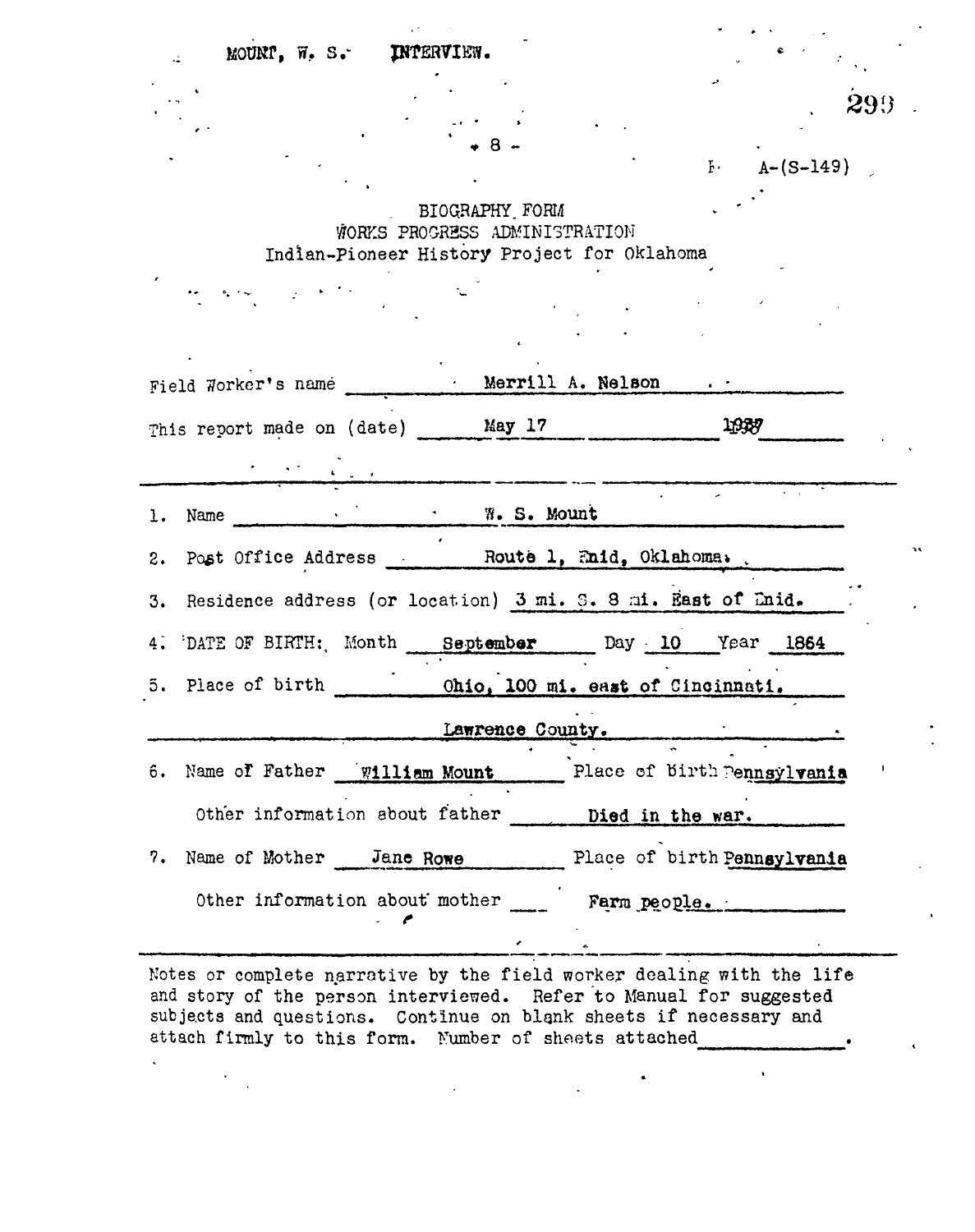MOUNT, W. S. INTERVIEW.

A-(S-149)

BIOGRAPHY FORM
WORKS PROGRESS ADMINISTRATION
Indian-Pioneer History Project for Oklahoma

Field Worker's name Merrill A. Nelson

This report made on (date) May 17 1937

1. Name W. S. Mount
2. Post Office Address Route 1, Enid, Oklahoma.
3. Residence address (or location) 3 mi. S. 8 mi. East of Enid.
4. DATE OF BIRTH: Month September Day 10 Year 1864
5. Place of birth Ohio, 100 mi. east of Cincinnati. Lawrence County.
6. Name of Father William Mount Place of birth Pennsylvania

   Other information about father Died in the war.
7. Name of Mother Jane Rowe Place of birth Pennsylvania

   Other information about mother Farm people.

Notes or complete narrative by the field worker dealing with the life and story of the person interviewed. Refer to Manual for suggested subjects and questions. Continue on blank sheets if necessary and attach firmly to this form. Number of sheets attached ________.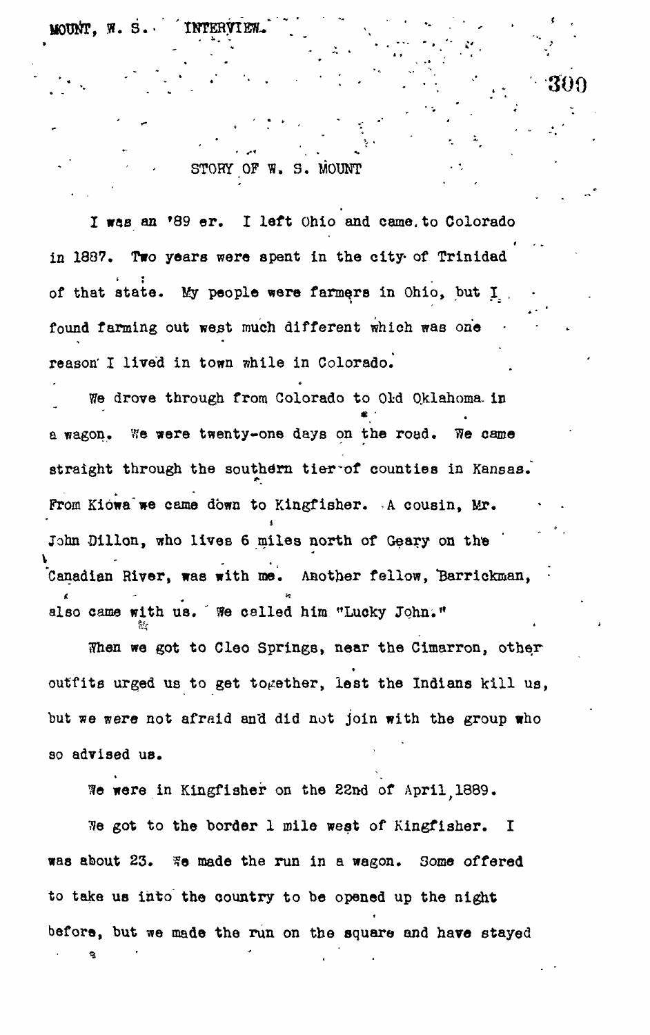## STORY OF W. S. MOUNT

I was an '89 er. I left Ohio and came to Colorado in 1887. Two years were spent in the city of Trinidad of that state. My people were farmers in Ohio, but I found farming out west much different which was one reason I lived in town while in Colorado.

We drove through from Colorado to Old Oklahoma in a wagon. We were twenty-one days on the road. We came straight through the southern tier of counties in Kansas. From Kiowa we came down to Kingfisher. A cousin, Mr. John Dillon, who lives 6 miles north of Geary on the Canadian River, was with me. Another fellow, Barrickman, also came with us. We called him "Lucky John."

When we got to Cleo Springs, near the Cimarron, other outfits urged us to get together, lest the Indians kill us, but we were not afraid and did not join with the group who so advised us.

We were in Kingfisher on the 22nd of April, 1889.

We got to the border 1 mile west of Kingfisher. I was about 23. We made the run in a wagon. Some offered to take us into the country to be opened up the night before, but we made the run on the square and have stayed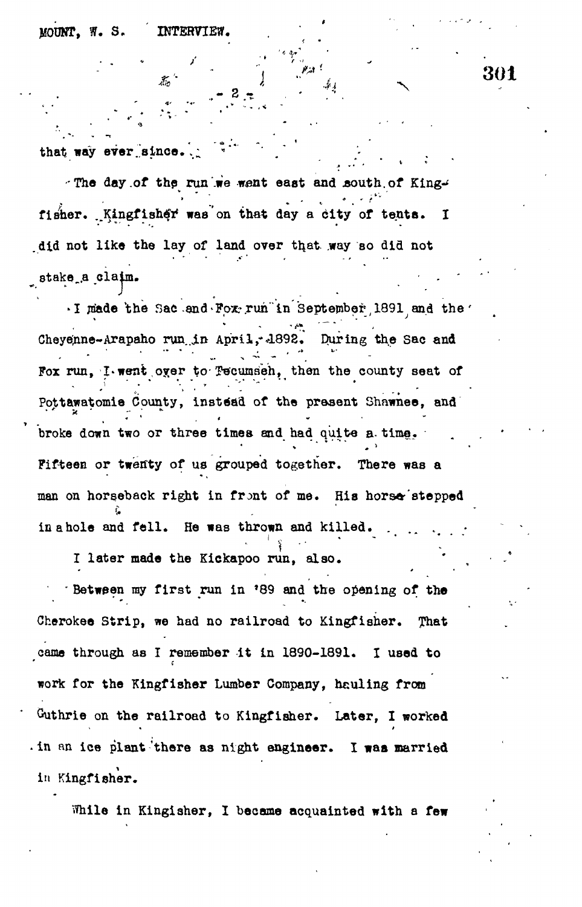that way ever since.

The day of the run we went east and south of Kingfisher. Kingfisher was on that day a city of tents. I did not like the lay of land over that way so did not stake a claim.

I made the Sac and Fox run in September 1891 and the Cheyenne-Arapaho run in April, 1892. During the Sac and Fox run, I went over to Tecumseh, then the county seat of Pottawatomie County, instead of the present Shawnee, and broke down two or three times and had quite a time. Fifteen or twenty of us grouped together. There was a man on horseback right in front of me. His horse stepped in a hole and fell. He was thrown and killed.

I later made the Kickapoo run, also.

Between my first run in '89 and the opening of the Cherokee Strip, we had no railroad to Kingfisher. That came through as I remember it in 1890-1891. I used to work for the Kingfisher Lumber Company, hauling from Guthrie on the railroad to Kingfisher. Later, I worked in an ice plant there as night engineer. I was married in Kingfisher.

While in Kingisher, I became acquainted with a few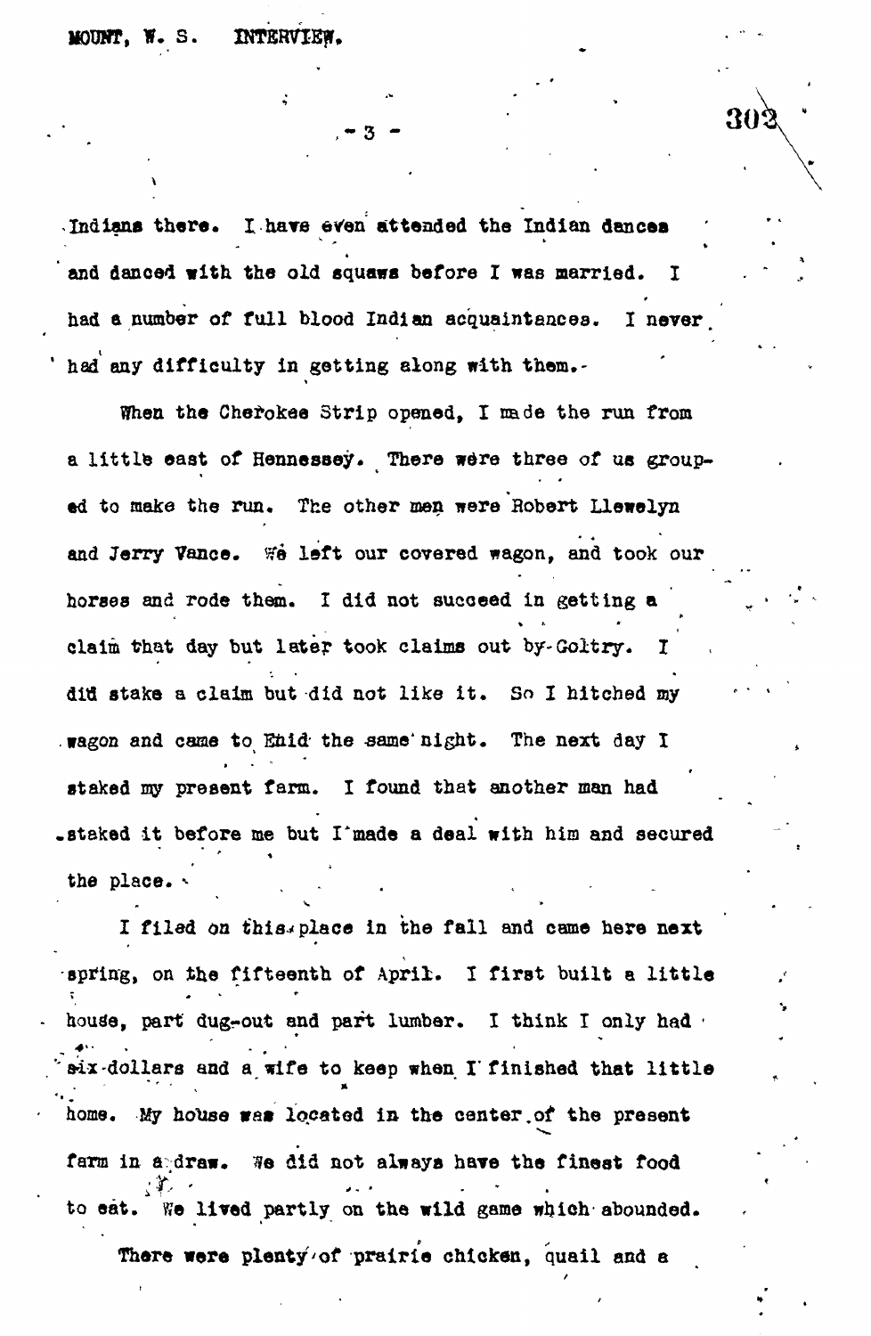Indians there. I have even attended the Indian dances and danced with the old squaws before I was married. I had a number of full blood Indian acquaintances. I never had any difficulty in getting along with them.

When the Cherokee Strip opened, I made the run from a little east of Hennessey. There were three of us grouped to make the run. The other men were Robert Llewelyn and Jerry Vance. We left our covered wagon, and took our horses and rode them. I did not succeed in getting a claim that day but later took claims out by Goltry. I did stake a claim but did not like it. So I hitched my wagon and came to Enid the same night. The next day I staked my present farm. I found that another man had staked it before me but I made a deal with him and secured the place.

I filed on this place in the fall and came here next spring, on the fifteenth of April. I first built a little house, part dug-out and part lumber. I think I only had six dollars and a wife to keep when I finished that little home. My house was located in the center of the present farm in a draw. We did not always have the finest food to eat. We lived partly on the wild game which abounded.

There were plenty of prairie chicken, quail and a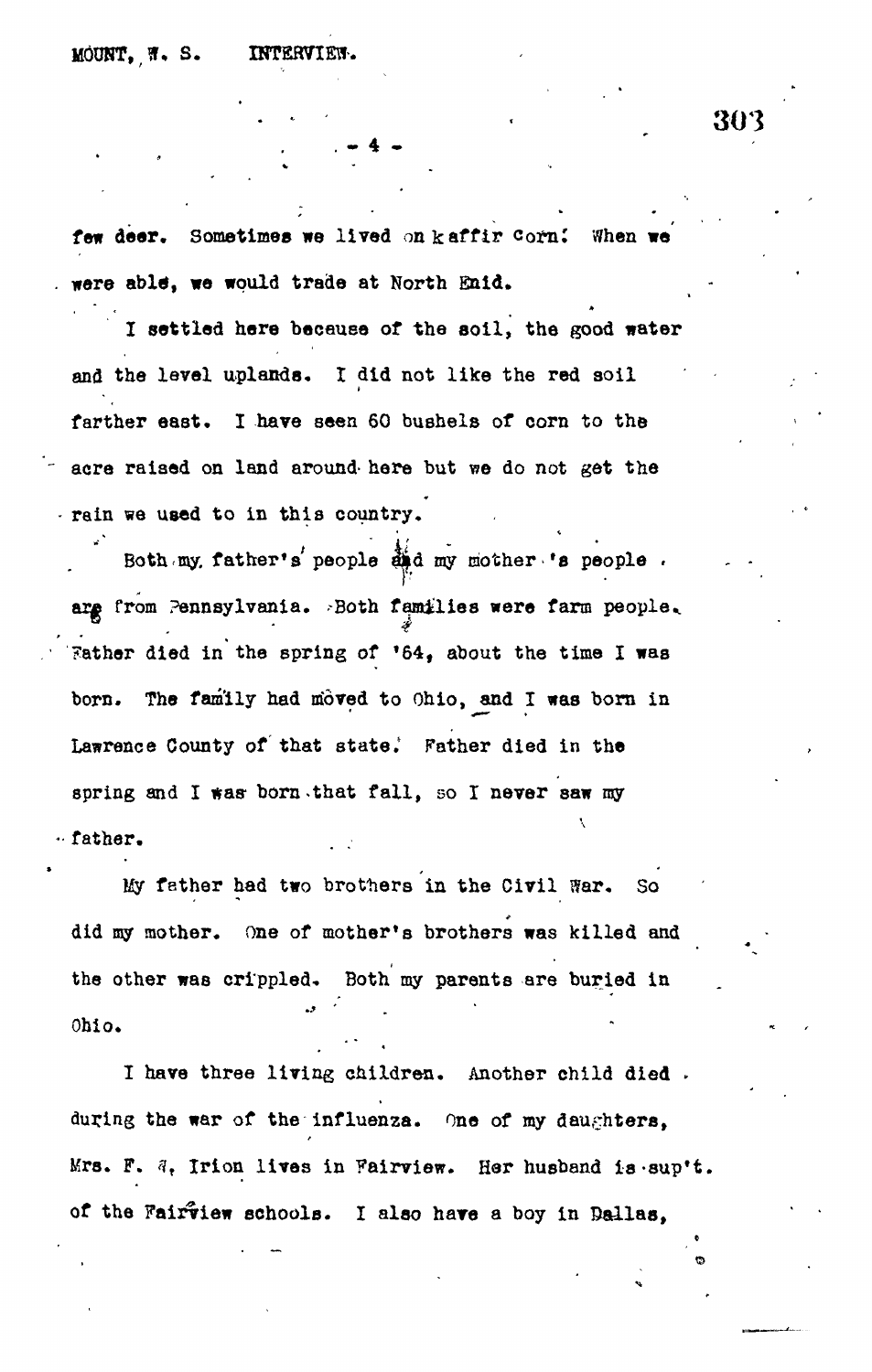few deer. Sometimes we lived on kaffir corn. When we were able, we would trade at North Enid.

I settled here because of the soil, the good water and the level uplands. I did not like the red soil farther east. I have seen 60 bushels of corn to the acre raised on land around here but we do not get the rain we used to in this country.

Both my father's people and my mother's people are from Pennsylvania. Both families were farm people. Father died in the spring of '64, about the time I was born. The family had moved to Ohio, and I was born in Lawrence County of that state. Father died in the spring and I was born that fall, so I never saw my father.

My father had two brothers in the Civil War. So did my mother. One of mother's brothers was killed and the other was crippled. Both my parents are buried in Ohio.

I have three living children. Another child died during the war of the influenza. One of my daughters, Mrs. F. A. Irion lives in Fairview. Her husband is sup't. of the Fairview schools. I also have a boy in Dallas,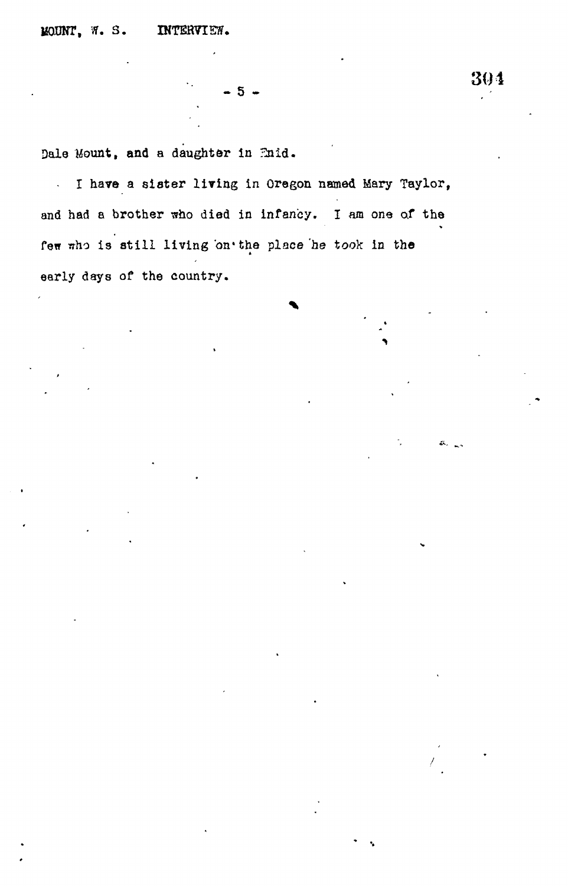Dale Mount, and a daughter in Enid.

I have a sister living in Oregon named Mary Taylor, and had a brother who died in infancy. I am one of the few who is still living on the place he took in the early days of the country.